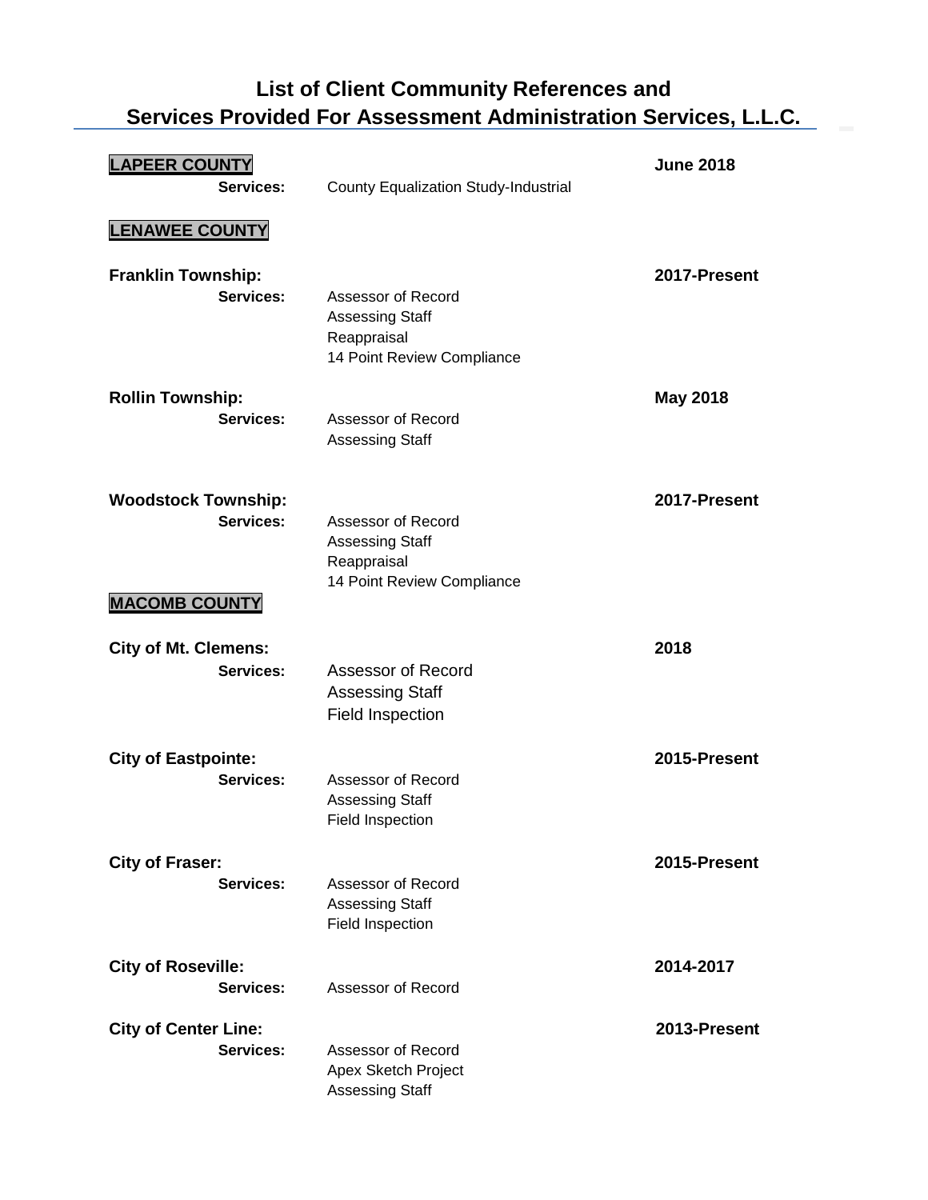# List of Client Community References and Services Provided For Assessment Administration Services, L.L.C.

## LAPEER COUNTY

**June 2018**

**Services:** County Equalization Study-Industrial

## LENAWEE COUNTY

### Franklin Township:

**2017-Present**

**Services:**
- Assessor of Record
- Assessing Staff
- Reappraisal
- 14 Point Review Compliance

### Rollin Township:

**May 2018**

**Services:**
- Assessor of Record
- Assessing Staff

### Woodstock Township:

**2017-Present**

**Services:**
- Assessor of Record
- Assessing Staff
- Reappraisal
- 14 Point Review Compliance

## MACOMB COUNTY

### City of Mt. Clemens:

**2018**

**Services:**
- Assessor of Record
- Assessing Staff
- Field Inspection

### City of Eastpointe:

**2015-Present**

**Services:**
- Assessor of Record
- Assessing Staff
- Field Inspection

### City of Fraser:

**2015-Present**

**Services:**
- Assessor of Record
- Assessing Staff
- Field Inspection

### City of Roseville:

**2014-2017**

**Services:**
- Assessor of Record

### City of Center Line:

**2013-Present**

**Services:**
- Assessor of Record
- Apex Sketch Project
- Assessing Staff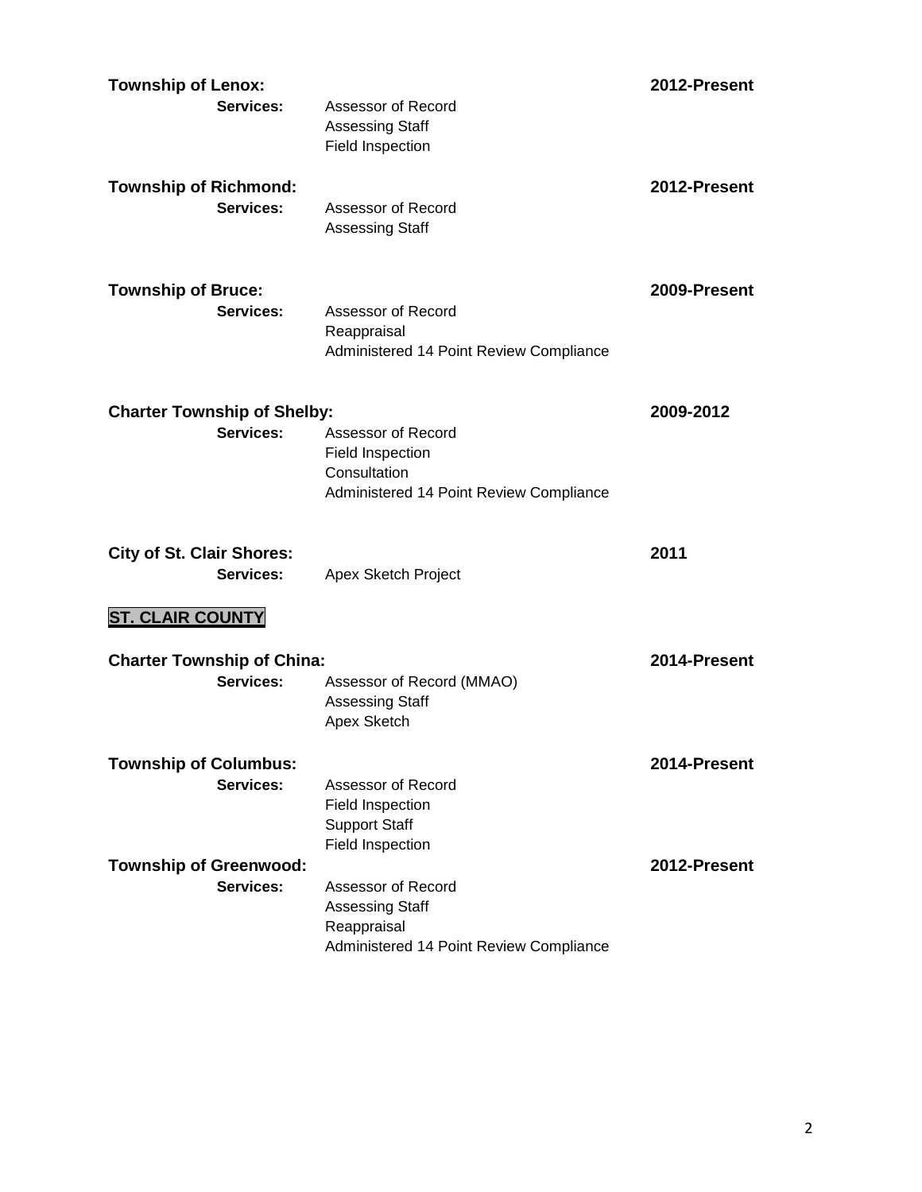**Township of Lenox:** **2012-Present**

**Services:** Assessor of Record
Assessing Staff
Field Inspection

**Township of Richmond:** **2012-Present**

**Services:** Assessor of Record
Assessing Staff

**Township of Bruce:** **2009-Present**

**Services:** Assessor of Record
Reappraisal
Administered 14 Point Review Compliance

**Charter Township of Shelby:** **2009-2012**

**Services:** Assessor of Record
Field Inspection
Consultation
Administered 14 Point Review Compliance

**City of St. Clair Shores:** **2011**

**Services:** Apex Sketch Project

## ST. CLAIR COUNTY

**Charter Township of China:** **2014-Present**

**Services:** Assessor of Record (MMAO)
Assessing Staff
Apex Sketch

**Township of Columbus:** **2014-Present**

**Services:** Assessor of Record
Field Inspection
Support Staff
Field Inspection

**Township of Greenwood:** **2012-Present**

**Services:** Assessor of Record
Assessing Staff
Reappraisal
Administered 14 Point Review Compliance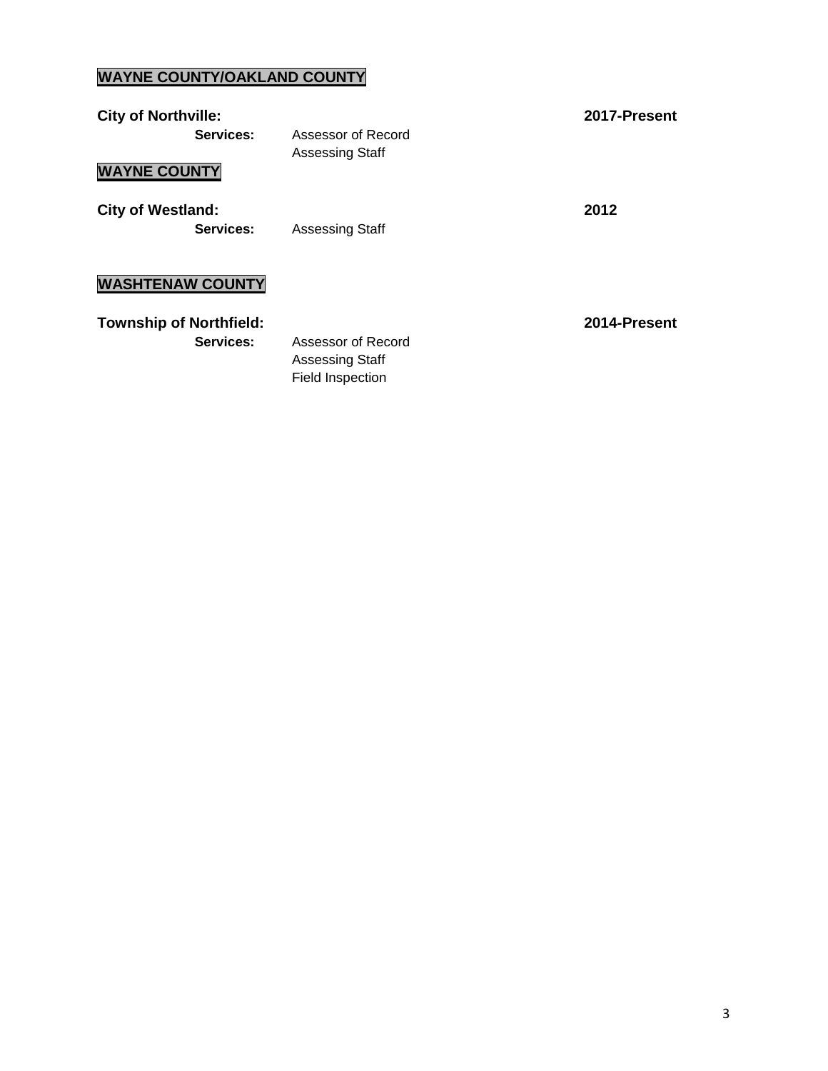**WAYNE COUNTY/OAKLAND COUNTY**

**City of Northville:** **2017-Present**

**Services:** Assessor of Record
Assessing Staff

**WAYNE COUNTY**

**City of Westland:** **2012**

**Services:** Assessing Staff

**WASHTENAW COUNTY**

**Township of Northfield:** **2014-Present**

**Services:** Assessor of Record
Assessing Staff
Field Inspection